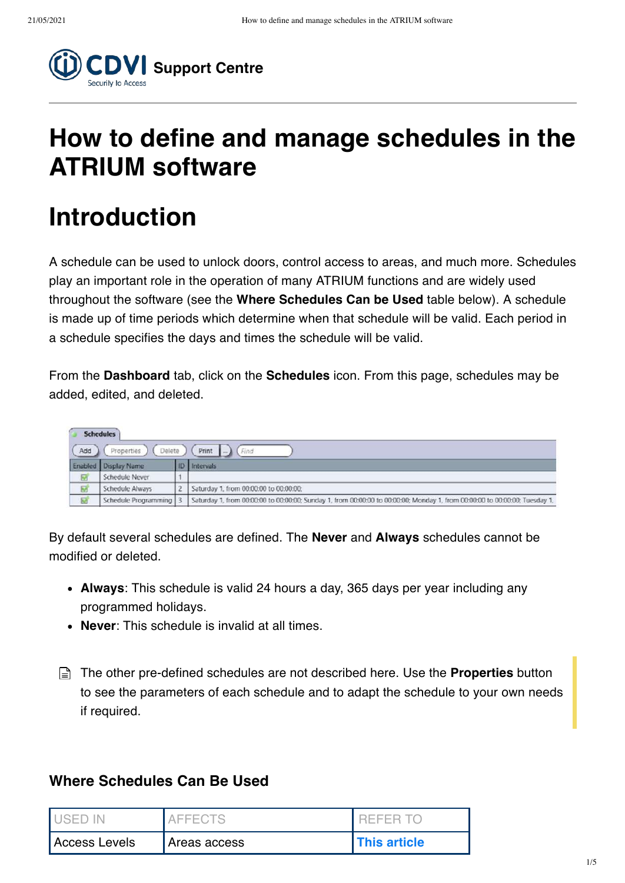# How to define and manage schedules in the ATRIUM software

# Introduction

A schedule can be used to unlock doors, control access to areas, and much more. Schedules play an important role in the operation of many ATRIUM functions and are widely used throughout the software (see the **Where Schedules Can be Used** table below). A schedule is made up of time periods which determine when that schedule will be valid. Each period in a schedule specifies the days and times the schedule will be valid.

From the **Dashboard** tab, click on the **Schedules** icon. From this page, schedules may be added, edited, and deleted.

By default several schedules are defined. The **Never** and **Always** schedules cannot be modified or deleted.

- **Always**: This schedule is valid 24 hours a day, 365 days per year including any programmed holidays.
- **Never**: This schedule is invalid at all times.

The other pre-defined schedules are not described here. Use the **Properties** button to see the parameters of each schedule and to adapt the schedule to your own needs if required.

### Where Schedules Can Be Used

| USED IN | AFFECTS | REFER TO |
|---|---|---|
| Access Levels | Areas access | **This article** |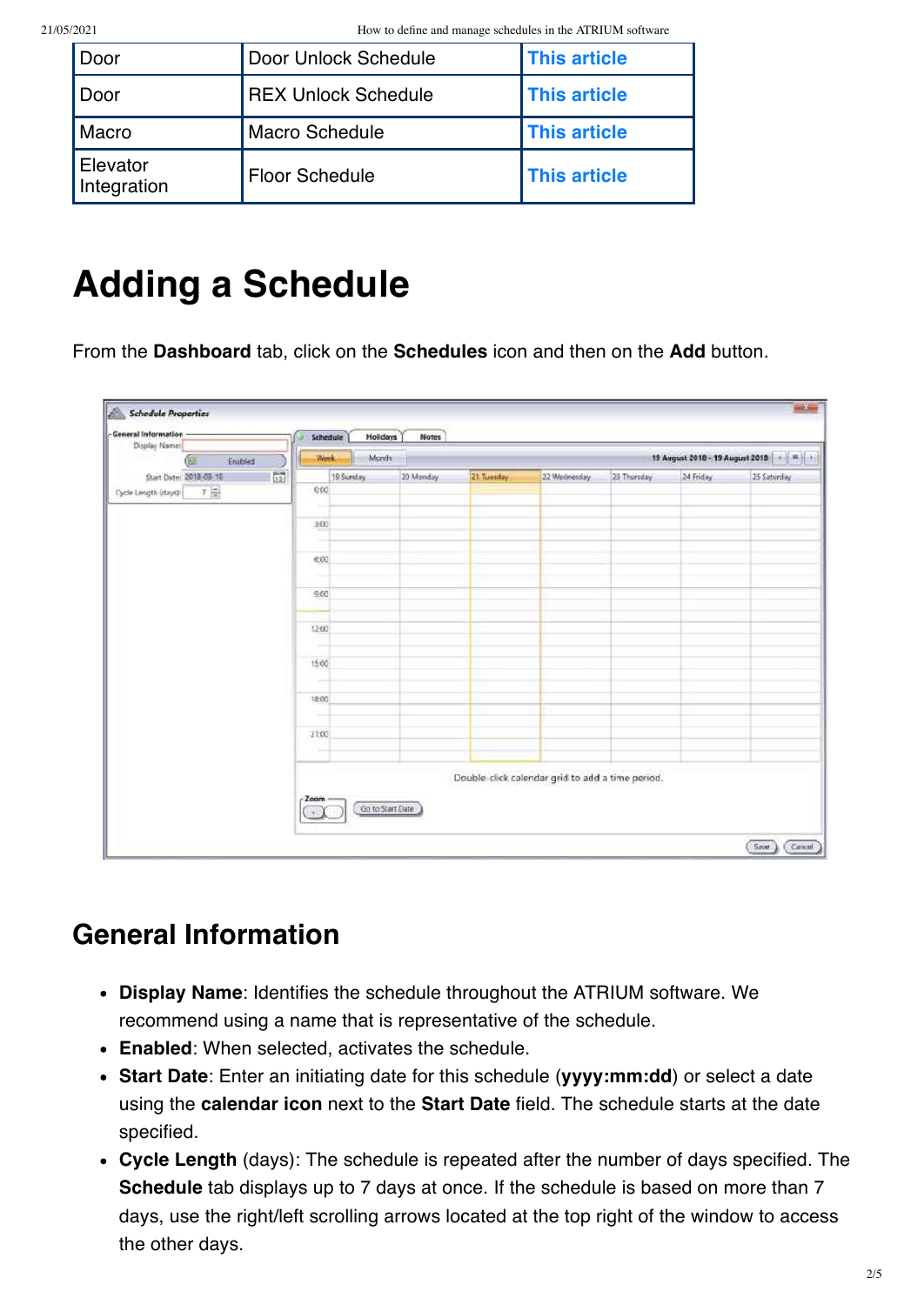| | | |
|---|---|---|
| Door | Door Unlock Schedule | This article |
| Door | REX Unlock Schedule | This article |
| Macro | Macro Schedule | This article |
| Elevator Integration | Floor Schedule | This article |

# Adding a Schedule

From the **Dashboard** tab, click on the **Schedules** icon and then on the **Add** button.

## General Information

- **Display Name**: Identifies the schedule throughout the ATRIUM software. We recommend using a name that is representative of the schedule.
- **Enabled**: When selected, activates the schedule.
- **Start Date**: Enter an initiating date for this schedule (**yyyy:mm:dd**) or select a date using the **calendar icon** next to the **Start Date** field. The schedule starts at the date specified.
- **Cycle Length** (days): The schedule is repeated after the number of days specified. The **Schedule** tab displays up to 7 days at once. If the schedule is based on more than 7 days, use the right/left scrolling arrows located at the top right of the window to access the other days.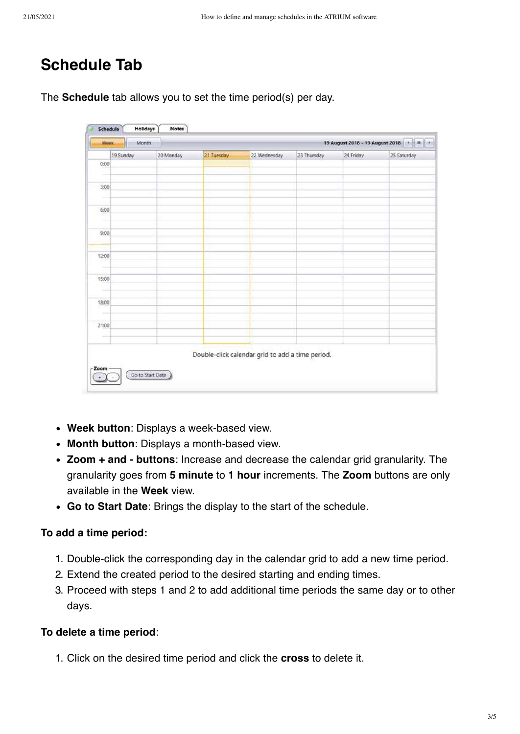## Schedule Tab

The **Schedule** tab allows you to set the time period(s) per day.

- **Week button**: Displays a week-based view.
- **Month button**: Displays a month-based view.
- **Zoom + and - buttons**: Increase and decrease the calendar grid granularity. The granularity goes from **5 minute** to **1 hour** increments. The **Zoom** buttons are only available in the **Week** view.
- **Go to Start Date**: Brings the display to the start of the schedule.

**To add a time period:**

1. Double-click the corresponding day in the calendar grid to add a new time period.
2. Extend the created period to the desired starting and ending times.
3. Proceed with steps 1 and 2 to add additional time periods the same day or to other days.

**To delete a time period**:

1. Click on the desired time period and click the **cross** to delete it.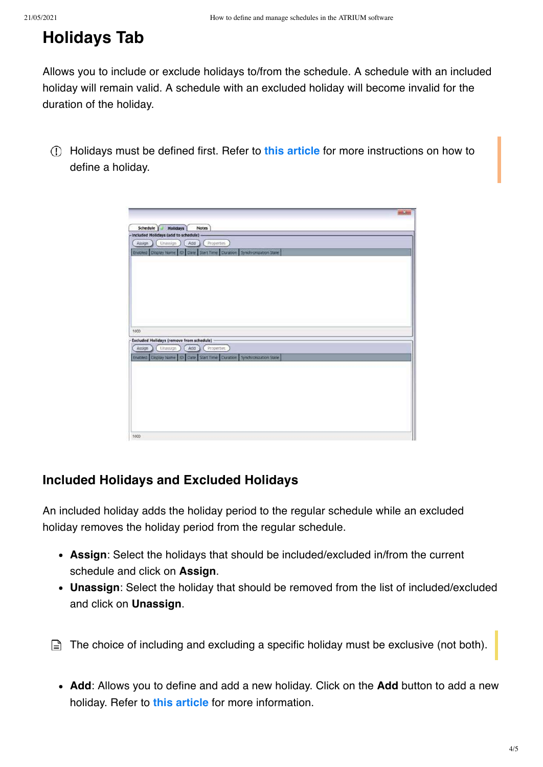# Holidays Tab

Allows you to include or exclude holidays to/from the schedule. A schedule with an included holiday will remain valid. A schedule with an excluded holiday will become invalid for the duration of the holiday.

> Holidays must be defined first. Refer to **this article** for more instructions on how to define a holiday.

## Included Holidays and Excluded Holidays

An included holiday adds the holiday period to the regular schedule while an excluded holiday removes the holiday period from the regular schedule.

- **Assign**: Select the holidays that should be included/excluded in/from the current schedule and click on **Assign**.
- **Unassign**: Select the holiday that should be removed from the list of included/excluded and click on **Unassign**.

> The choice of including and excluding a specific holiday must be exclusive (not both).

- **Add**: Allows you to define and add a new holiday. Click on the **Add** button to add a new holiday. Refer to **this article** for more information.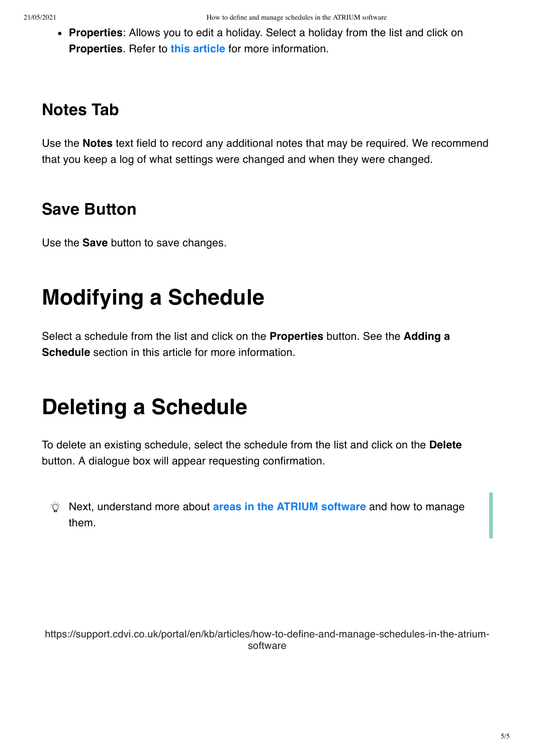- **Properties**: Allows you to edit a holiday. Select a holiday from the list and click on **Properties**. Refer to **this article** for more information.

### Notes Tab

Use the **Notes** text field to record any additional notes that may be required. We recommend that you keep a log of what settings were changed and when they were changed.

### Save Button

Use the **Save** button to save changes.

## Modifying a Schedule

Select a schedule from the list and click on the **Properties** button. See the **Adding a Schedule** section in this article for more information.

## Deleting a Schedule

To delete an existing schedule, select the schedule from the list and click on the **Delete** button. A dialogue box will appear requesting confirmation.

Next, understand more about **areas in the ATRIUM software** and how to manage them.

https://support.cdvi.co.uk/portal/en/kb/articles/how-to-define-and-manage-schedules-in-the-atrium-software